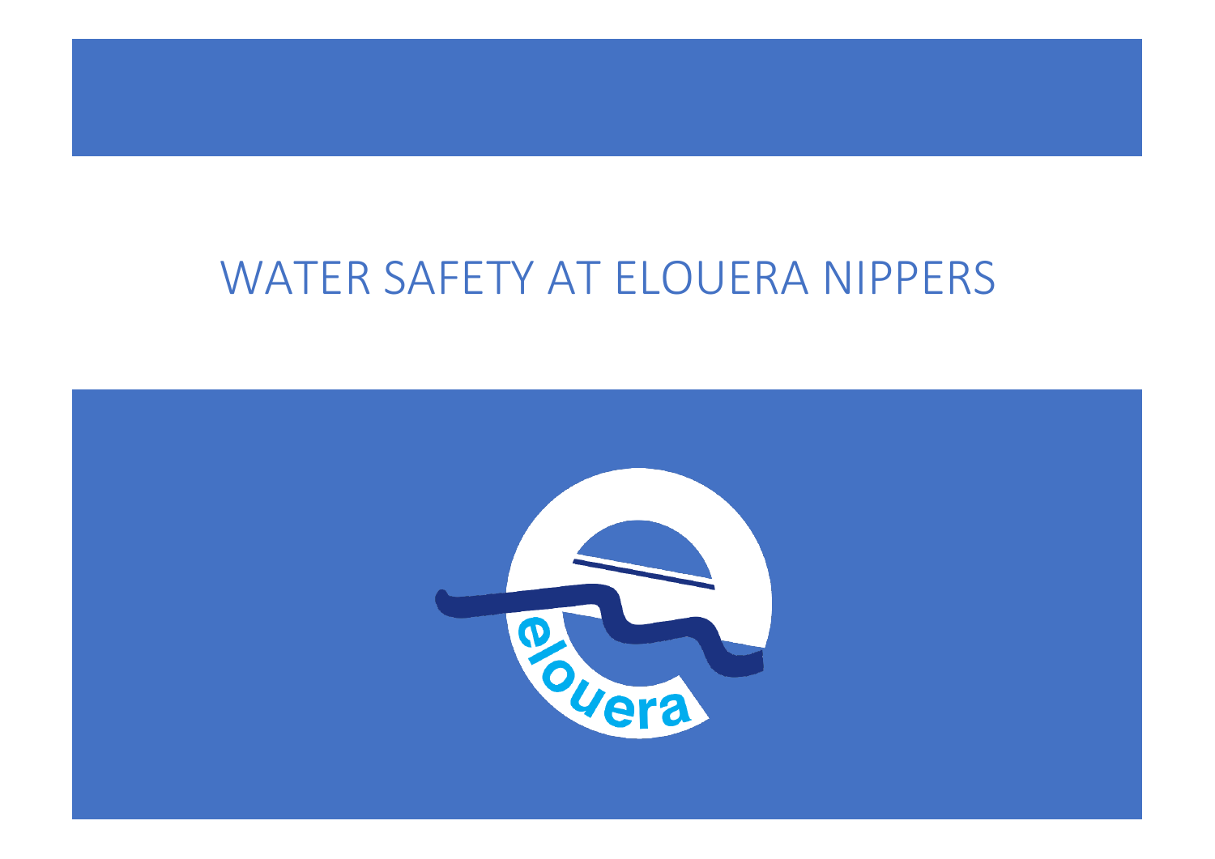# WATER SAFETY AT ELOUERA NIPPERS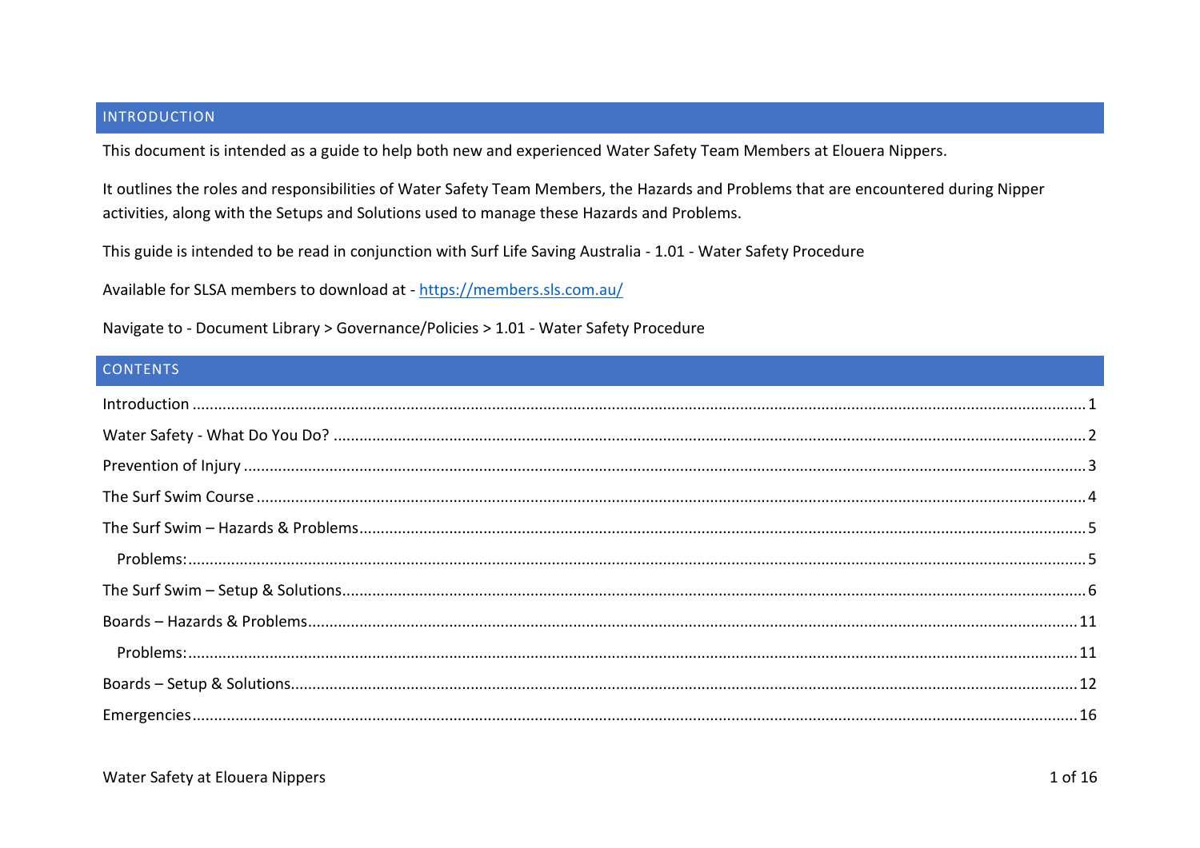## INTRODUCTION

This document is intended as a guide to help both new and experienced Water Safety Team Members at Elouera Nippers.

It outlines the roles and responsibilities of Water Safety Team Members, the Hazards and Problems that are encountered during Nipper activities, along with the Setups and Solutions used to manage these Hazards and Problems.

This guide is intended to be read in conjunction with Surf Life Saving Australia - 1.01 - Water Safety Procedure

Available for SLSA members to download at - [https://members.sls.com.au/](https://members.sls.com.au/)

Navigate to - Document Library > Governance/Policies > 1.01 - Water Safety Procedure

## CONTENTS

- Introduction ..... 1
- Water Safety - What Do You Do? ..... 2
- Prevention of Injury ..... 3
- The Surf Swim Course ..... 4
- The Surf Swim – Hazards & Problems ..... 5
  - Problems: ..... 5
- The Surf Swim – Setup & Solutions ..... 6
- Boards – Hazards & Problems ..... 11
  - Problems: ..... 11
- Boards – Setup & Solutions ..... 12
- Emergencies ..... 16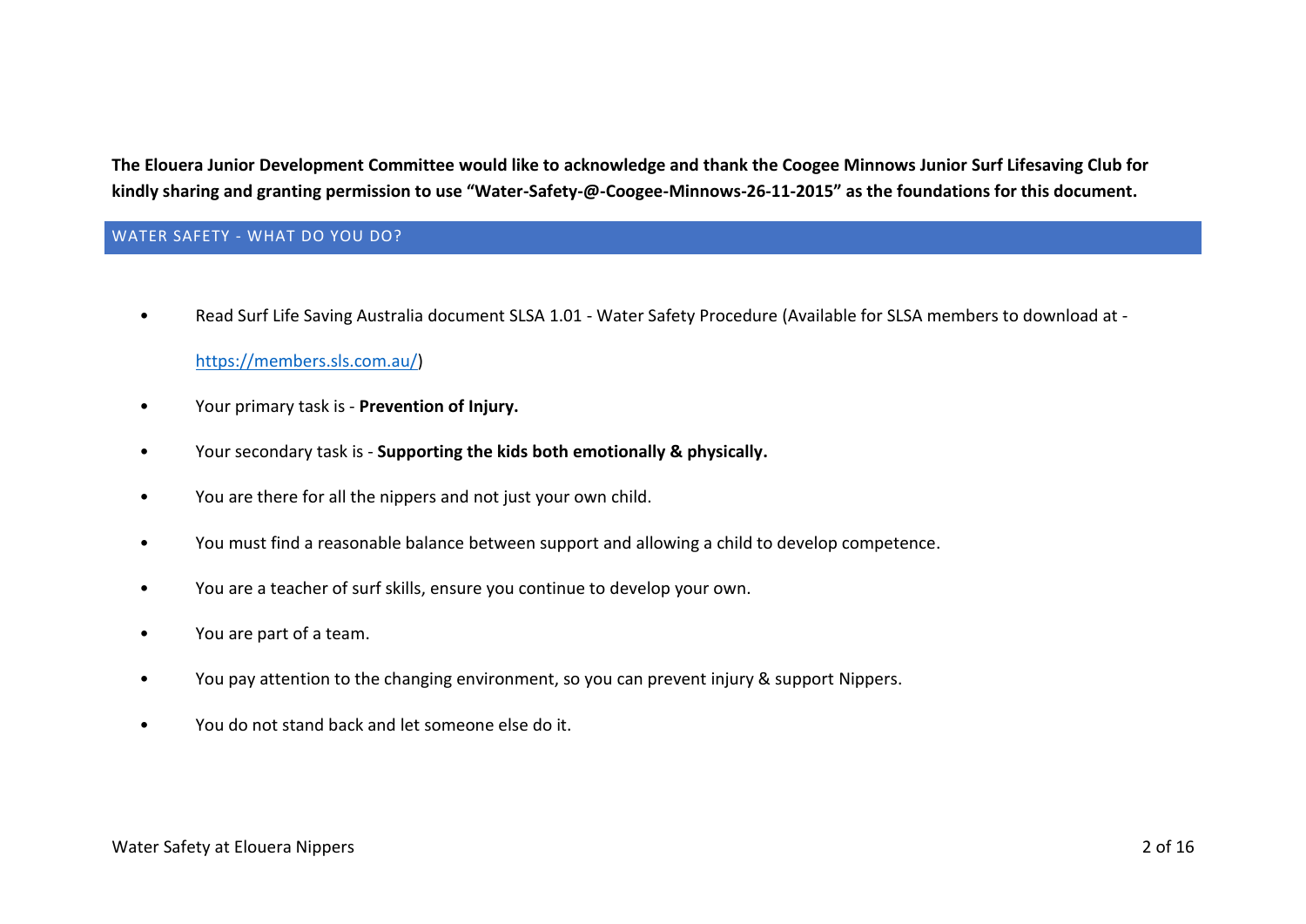**The Elouera Junior Development Committee would like to acknowledge and thank the Coogee Minnows Junior Surf Lifesaving Club for kindly sharing and granting permission to use "Water-Safety-@-Coogee-Minnows-26-11-2015" as the foundations for this document.**

## WATER SAFETY - WHAT DO YOU DO?

- Read Surf Life Saving Australia document SLSA 1.01 - Water Safety Procedure (Available for SLSA members to download at - https://members.sls.com.au/)
- Your primary task is - **Prevention of Injury.**
- Your secondary task is - **Supporting the kids both emotionally & physically.**
- You are there for all the nippers and not just your own child.
- You must find a reasonable balance between support and allowing a child to develop competence.
- You are a teacher of surf skills, ensure you continue to develop your own.
- You are part of a team.
- You pay attention to the changing environment, so you can prevent injury & support Nippers.
- You do not stand back and let someone else do it.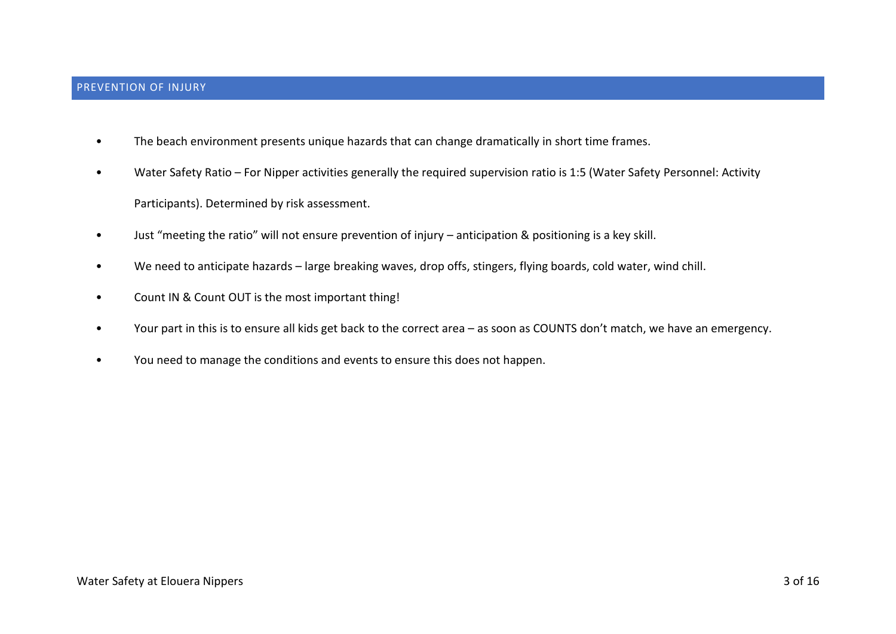## PREVENTION OF INJURY

- The beach environment presents unique hazards that can change dramatically in short time frames.
- Water Safety Ratio – For Nipper activities generally the required supervision ratio is 1:5 (Water Safety Personnel: Activity Participants). Determined by risk assessment.
- Just "meeting the ratio" will not ensure prevention of injury – anticipation & positioning is a key skill.
- We need to anticipate hazards – large breaking waves, drop offs, stingers, flying boards, cold water, wind chill.
- Count IN & Count OUT is the most important thing!
- Your part in this is to ensure all kids get back to the correct area – as soon as COUNTS don't match, we have an emergency.
- You need to manage the conditions and events to ensure this does not happen.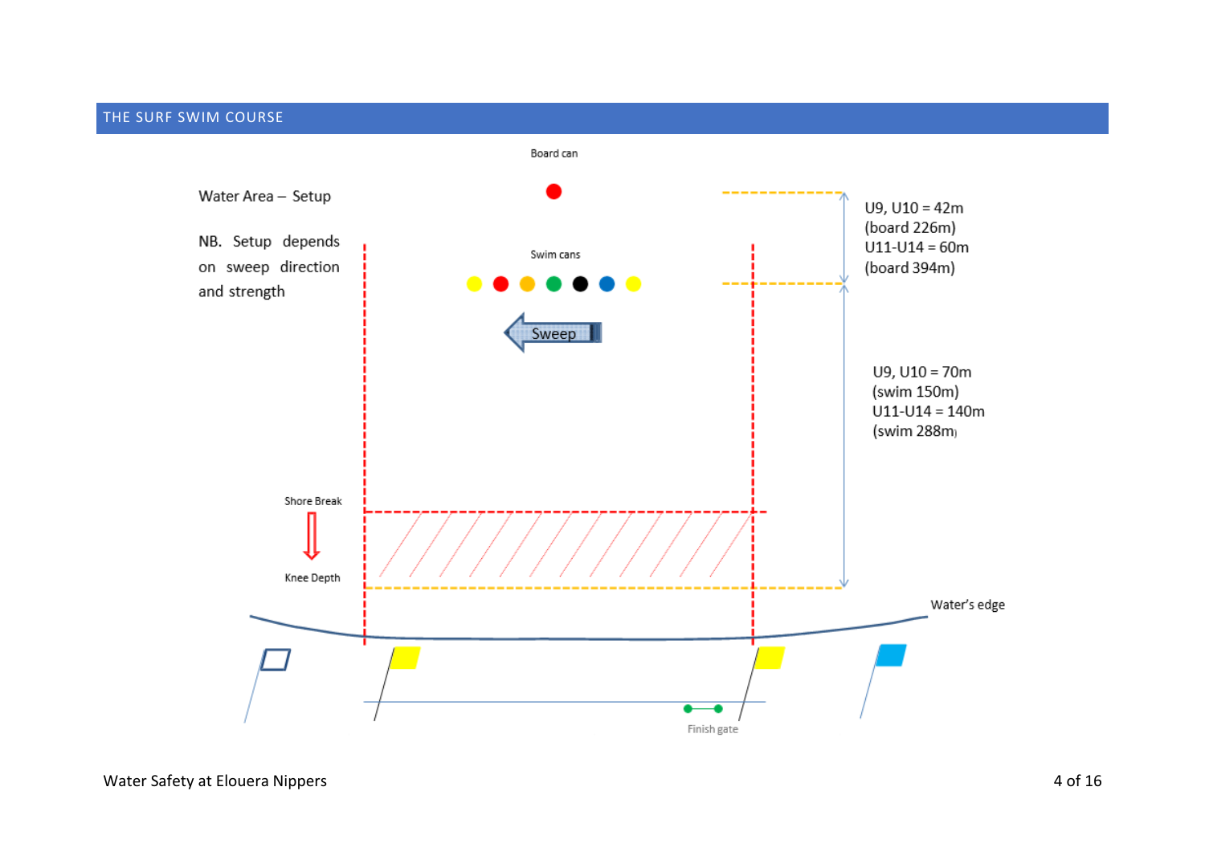## THE SURF SWIM COURSE

Board can

Water Area – Setup

NB. Setup depends on sweep direction and strength

Swim cans

Sweep

U9, U10 = 42m (board 226m)
U11-U14 = 60m (board 394m)

U9, U10 = 70m (swim 150m)
U11-U14 = 140m (swim 288m)

Shore Break

Knee Depth

Water's edge

Finish gate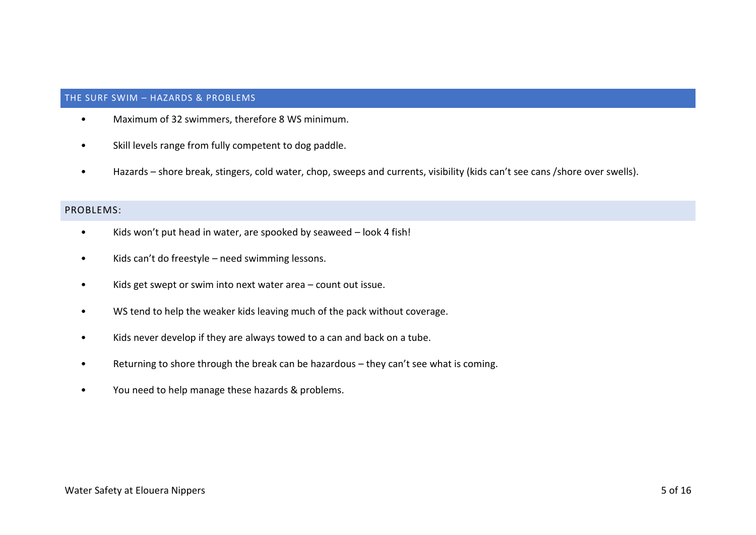## THE SURF SWIM – HAZARDS & PROBLEMS

- Maximum of 32 swimmers, therefore 8 WS minimum.
- Skill levels range from fully competent to dog paddle.
- Hazards – shore break, stingers, cold water, chop, sweeps and currents, visibility (kids can't see cans /shore over swells).

### PROBLEMS:

- Kids won't put head in water, are spooked by seaweed – look 4 fish!
- Kids can't do freestyle – need swimming lessons.
- Kids get swept or swim into next water area – count out issue.
- WS tend to help the weaker kids leaving much of the pack without coverage.
- Kids never develop if they are always towed to a can and back on a tube.
- Returning to shore through the break can be hazardous – they can't see what is coming.
- You need to help manage these hazards & problems.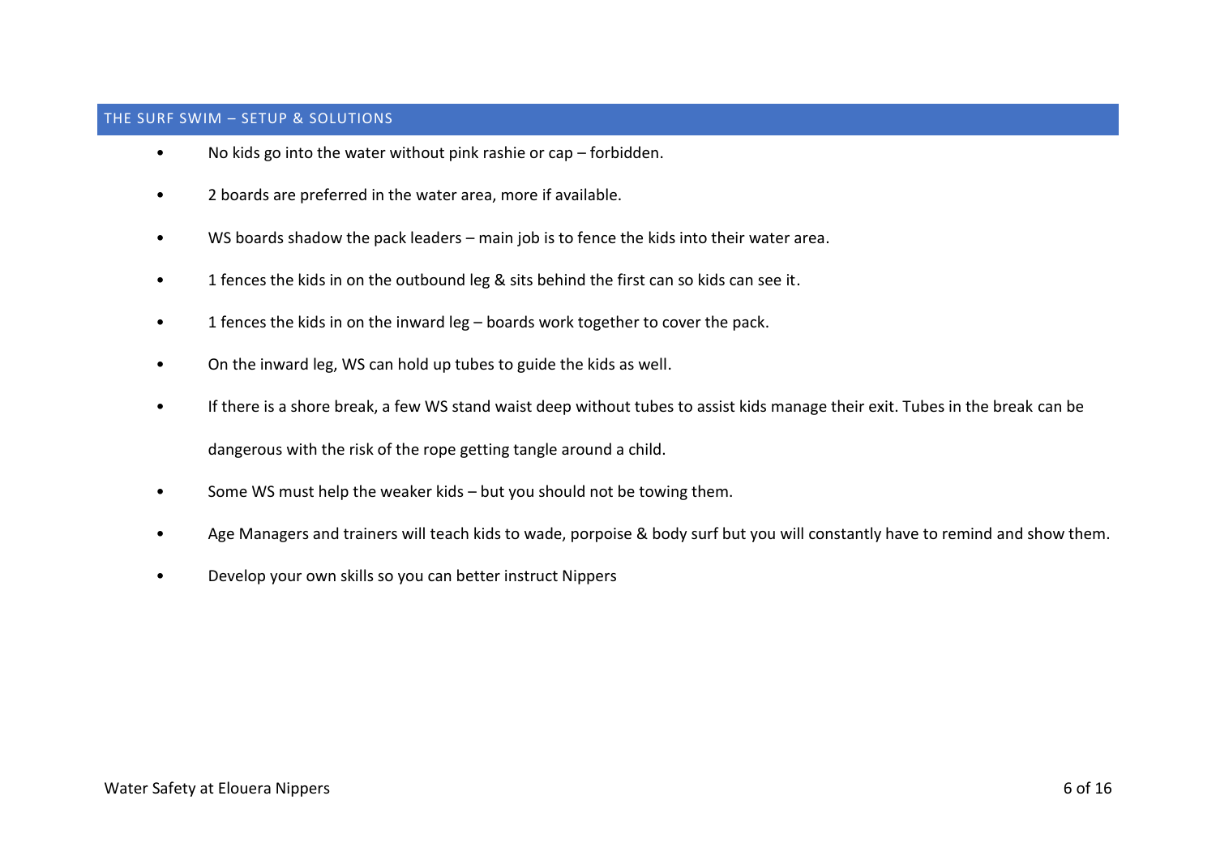## THE SURF SWIM – SETUP & SOLUTIONS

- No kids go into the water without pink rashie or cap – forbidden.
- 2 boards are preferred in the water area, more if available.
- WS boards shadow the pack leaders – main job is to fence the kids into their water area.
- 1 fences the kids in on the outbound leg & sits behind the first can so kids can see it.
- 1 fences the kids in on the inward leg – boards work together to cover the pack.
- On the inward leg, WS can hold up tubes to guide the kids as well.
- If there is a shore break, a few WS stand waist deep without tubes to assist kids manage their exit. Tubes in the break can be dangerous with the risk of the rope getting tangle around a child.
- Some WS must help the weaker kids – but you should not be towing them.
- Age Managers and trainers will teach kids to wade, porpoise & body surf but you will constantly have to remind and show them.
- Develop your own skills so you can better instruct Nippers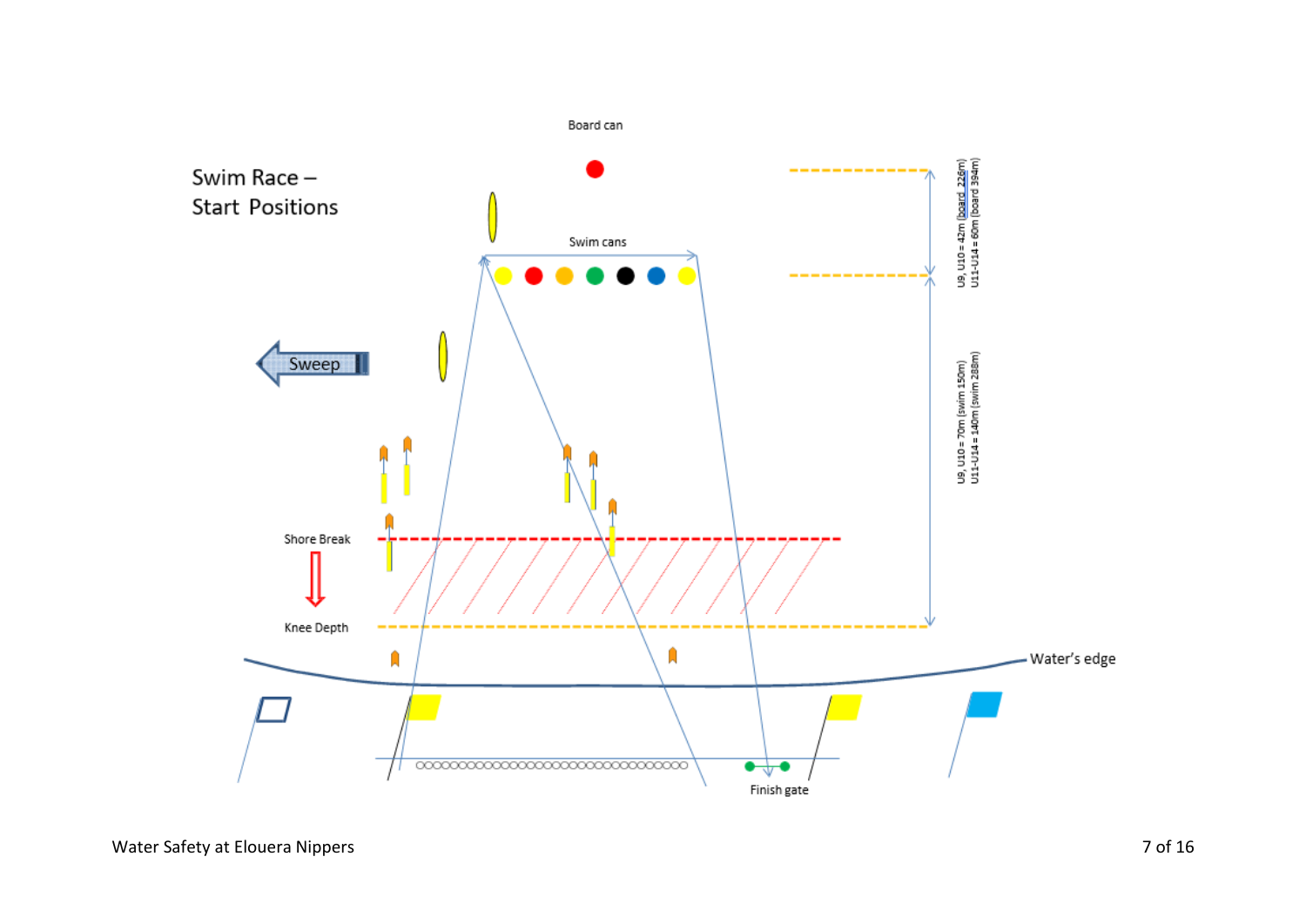Swim Race – Start Positions

Board can

Swim cans

Sweep

Shore Break

Knee Depth

Water's edge

Finish gate

U9, U10 = 42m (board 226m)
U11-U14 = 60m (board 394m)

U9, U10 = 70m (swim 150m)
U11-U14 = 140m (swim 288m)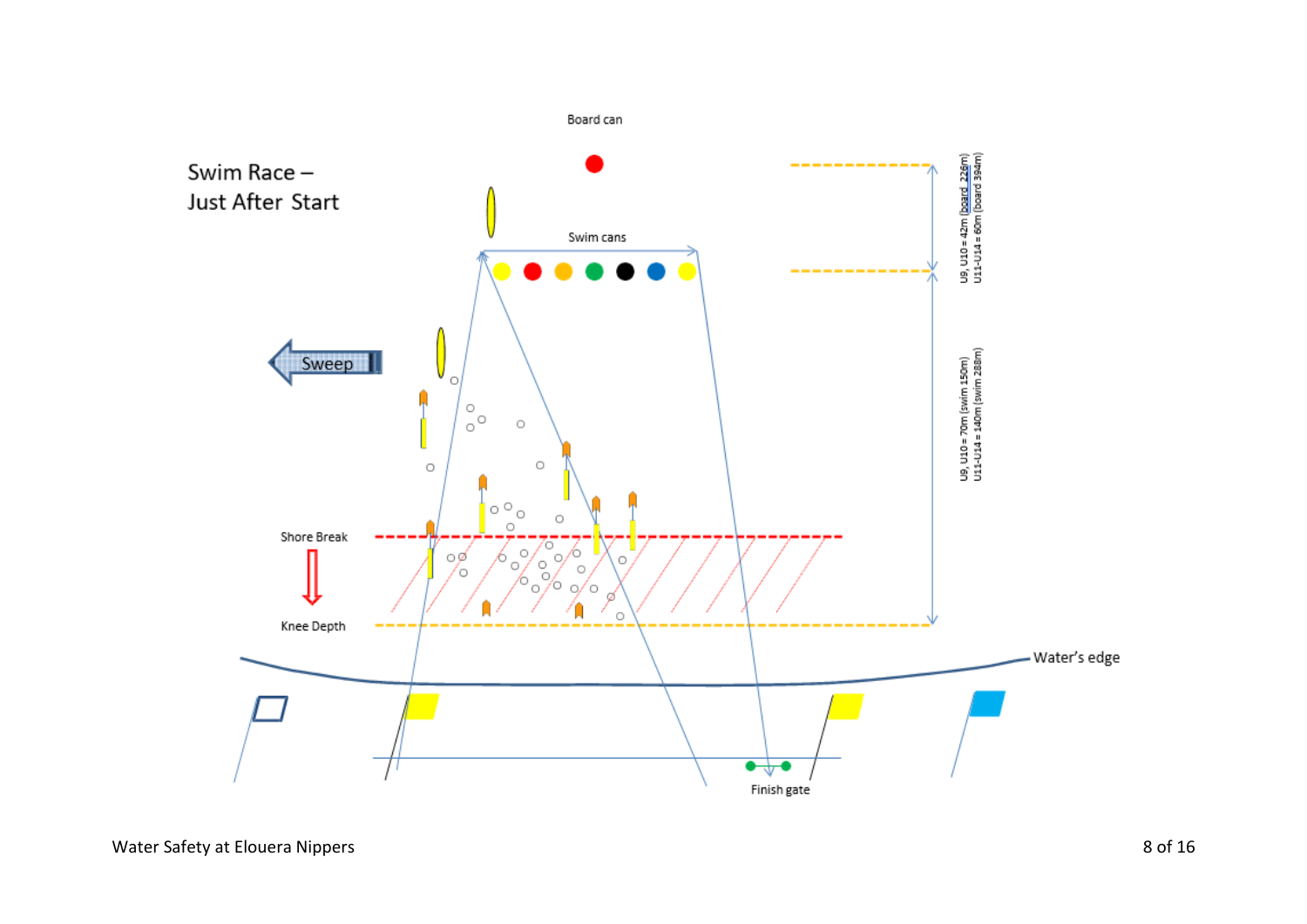# Swim Race – Just After Start

Board can

Swim cans

Sweep

Shore Break

Knee Depth

Water's edge

Finish gate

U9, U10 = 42m (board 226m)
U11-U14 = 60m (board 394m)

U9, U10 = 70m (swim 150m)
U11-U14 = 140m (swim 288m)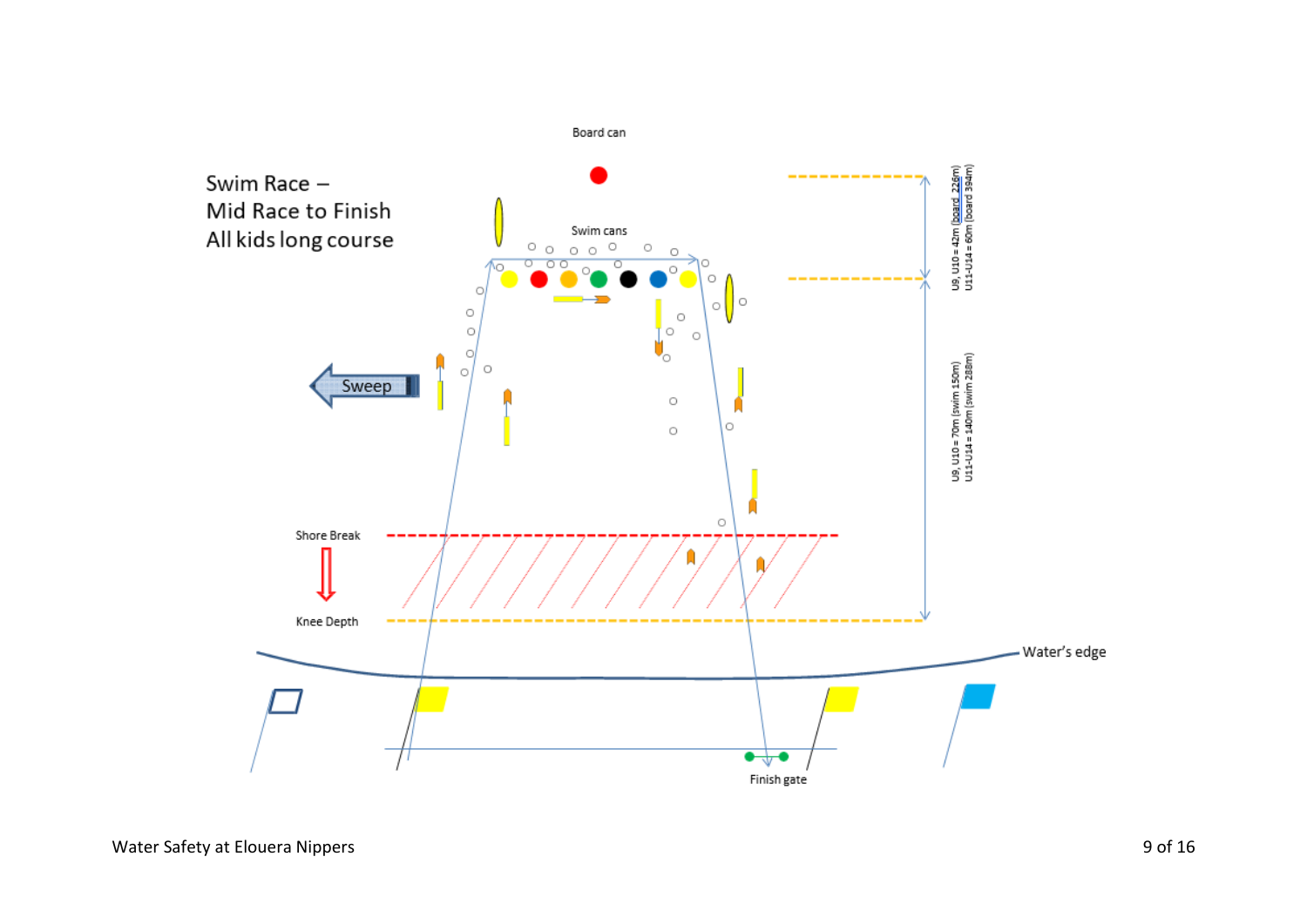# Swim Race – Mid Race to Finish All kids long course

Board can

Swim cans

Sweep

Shore Break

Knee Depth

Water's edge

Finish gate

U9, U10 = 42m (board 226m)
U11-U14 = 60m (board 394m)

U9, U10 = 70m (swim 150m)
U11-U14 = 140m (swim 288m)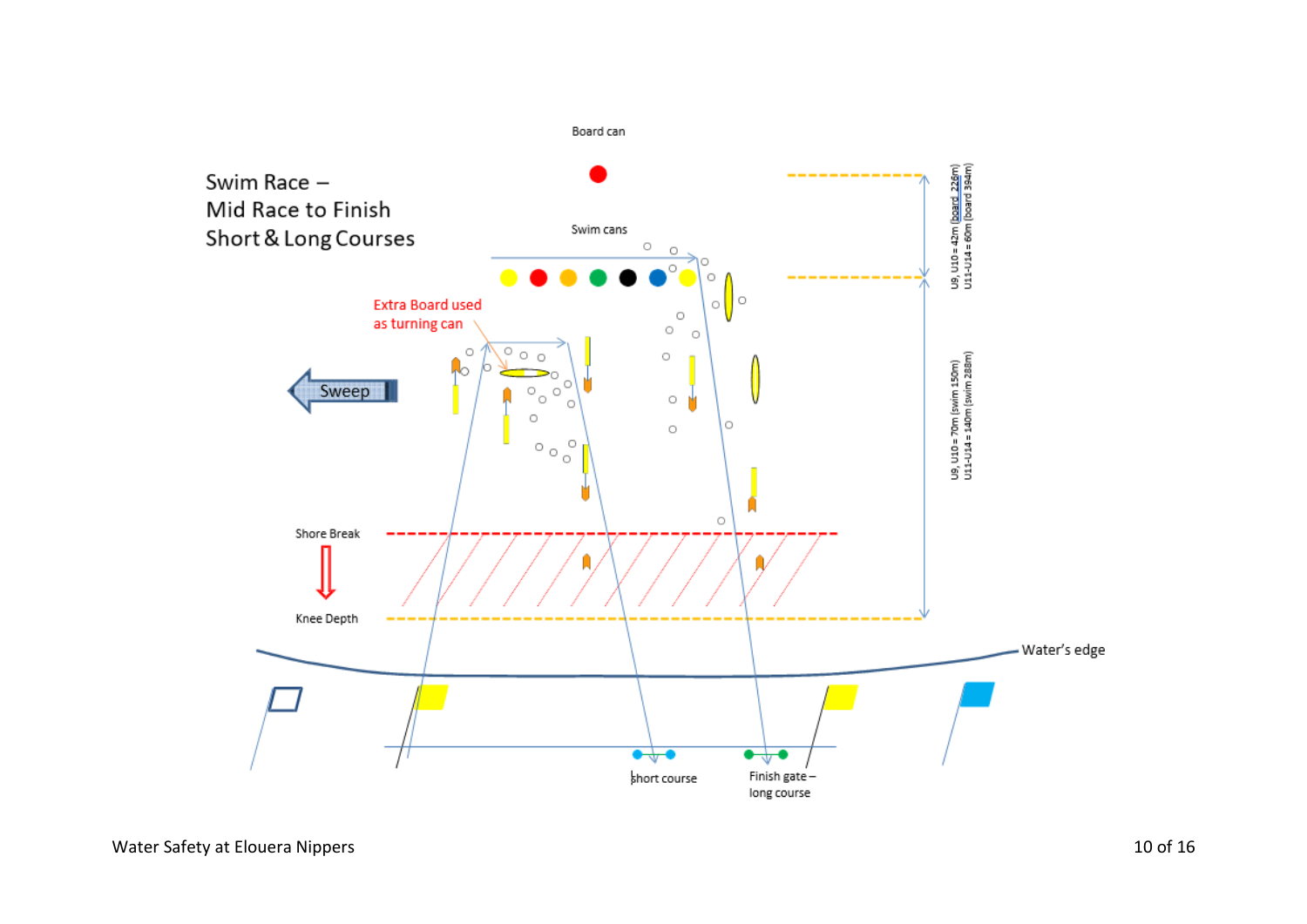# Swim Race – Mid Race to Finish Short & Long Courses

Board can

Swim cans

Extra Board used as turning can

Sweep

Shore Break

Knee Depth

Water's edge

Short course

Finish gate – long course

U9, U10 = 42m (board 226m)
U11-U14 = 60m (board 394m)

U9, U10 = 70m (swim 150m)
U11-U14 = 140m (swim 288m)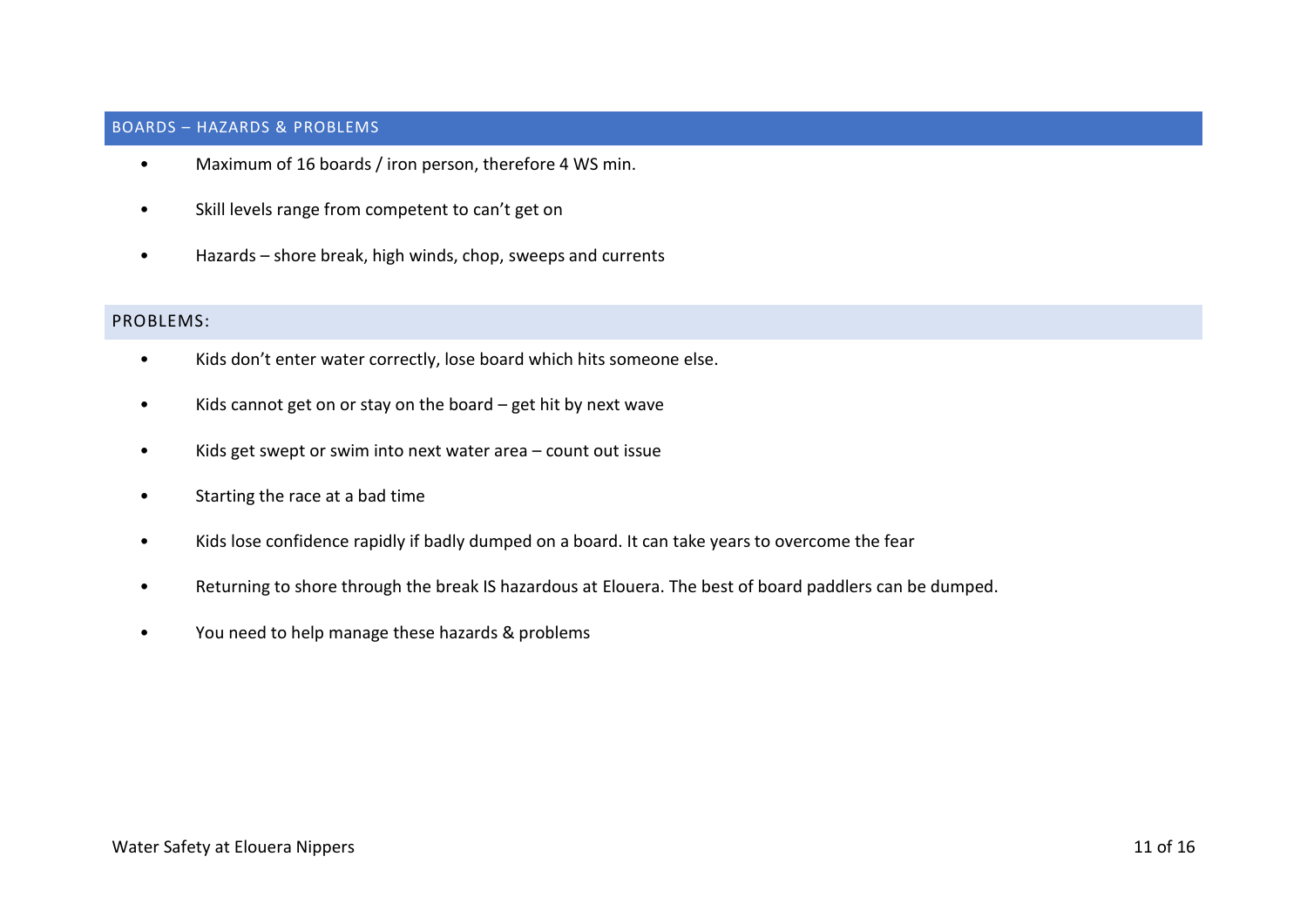## BOARDS – HAZARDS & PROBLEMS

- Maximum of 16 boards / iron person, therefore 4 WS min.
- Skill levels range from competent to can't get on
- Hazards – shore break, high winds, chop, sweeps and currents

### PROBLEMS:

- Kids don't enter water correctly, lose board which hits someone else.
- Kids cannot get on or stay on the board – get hit by next wave
- Kids get swept or swim into next water area – count out issue
- Starting the race at a bad time
- Kids lose confidence rapidly if badly dumped on a board. It can take years to overcome the fear
- Returning to shore through the break IS hazardous at Elouera. The best of board paddlers can be dumped.
- You need to help manage these hazards & problems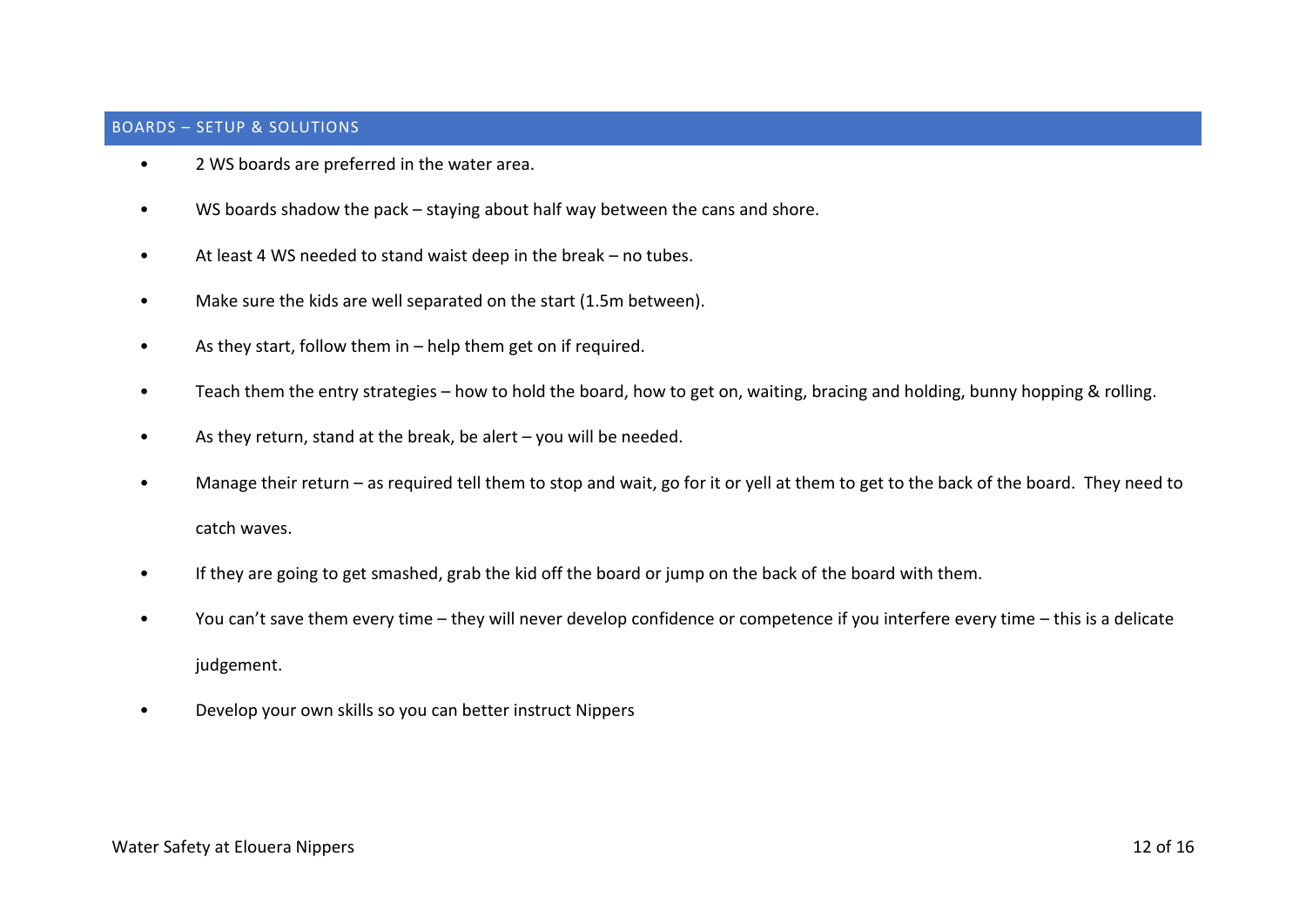## BOARDS – SETUP & SOLUTIONS

- 2 WS boards are preferred in the water area.
- WS boards shadow the pack – staying about half way between the cans and shore.
- At least 4 WS needed to stand waist deep in the break – no tubes.
- Make sure the kids are well separated on the start (1.5m between).
- As they start, follow them in – help them get on if required.
- Teach them the entry strategies – how to hold the board, how to get on, waiting, bracing and holding, bunny hopping & rolling.
- As they return, stand at the break, be alert – you will be needed.
- Manage their return – as required tell them to stop and wait, go for it or yell at them to get to the back of the board. They need to catch waves.
- If they are going to get smashed, grab the kid off the board or jump on the back of the board with them.
- You can't save them every time – they will never develop confidence or competence if you interfere every time – this is a delicate judgement.
- Develop your own skills so you can better instruct Nippers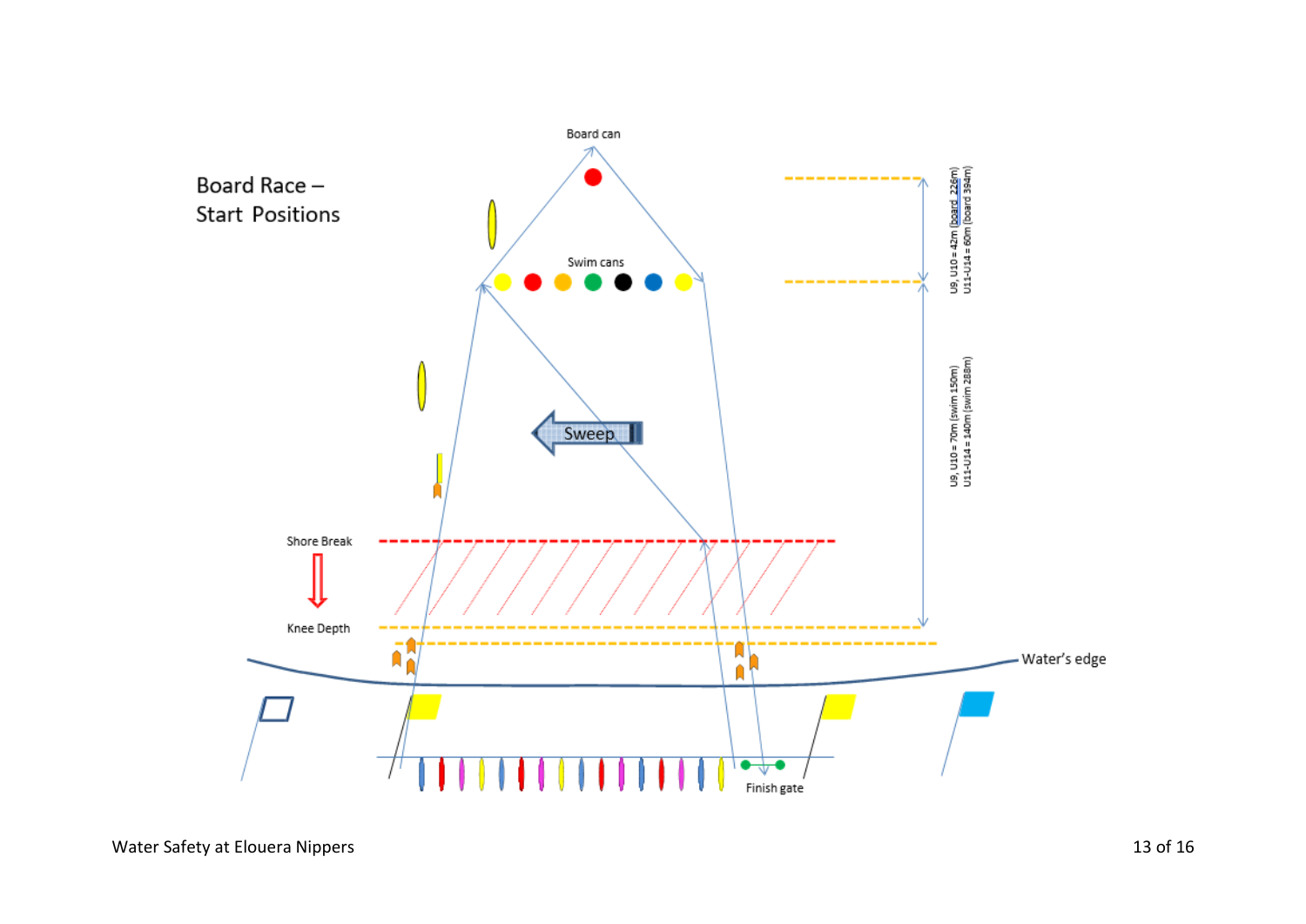# Board Race – Start Positions

Board can

Swim cans

Sweep

Shore Break

Knee Depth

Water's edge

Finish gate

U9, U10 = 42m (board 226m)
U11-U14 = 60m (board 394m)

U9, U10 = 70m (swim 150m)
U11-U14 = 140m (swim 288m)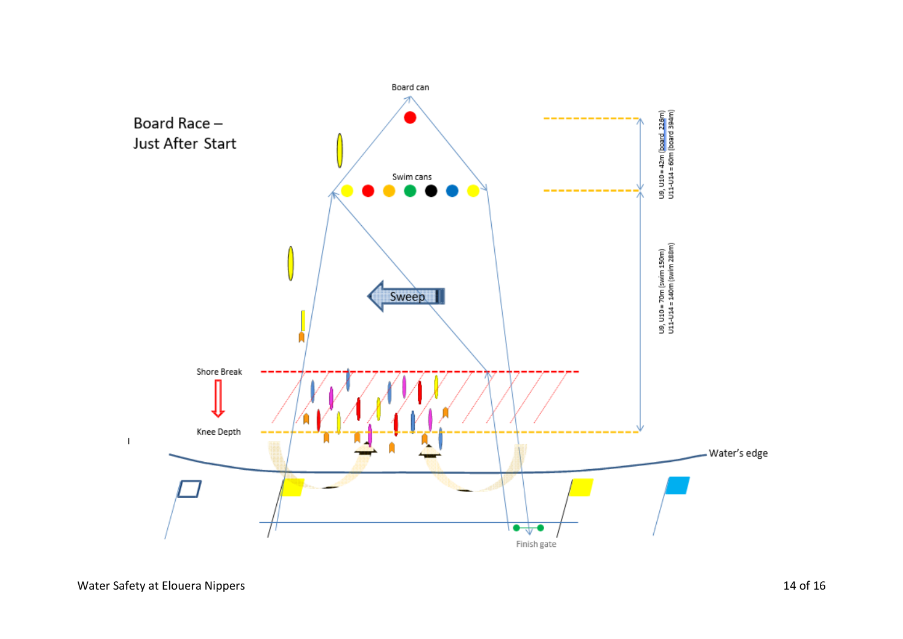## Board Race – Just After Start

Board can

Swim cans

Sweep

Shore Break

Knee Depth

Water's edge

Finish gate

U9, U10 = 42m (board 226m)
U11-U14 = 60m (board 394m)

U9, U10 = 70m (swim 150m)
U11-U14 = 140m (swim 288m)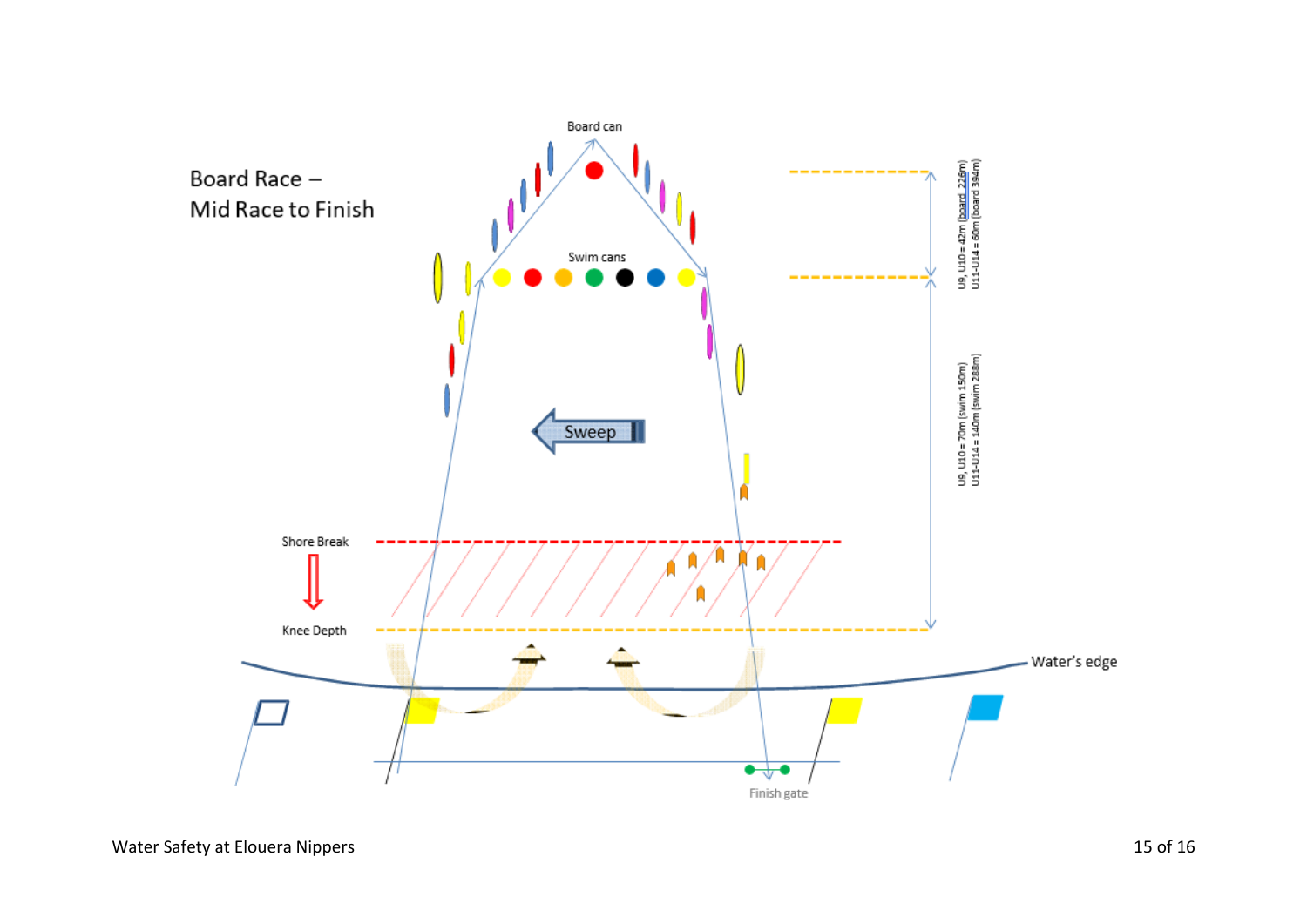# Board Race – Mid Race to Finish

Board can

Swim cans

Sweep

Shore Break

Knee Depth

Water's edge

Finish gate

U9, U10 = 42m (board 226m)
U11-U14 = 60m (board 394m)

U9, U10 = 70m (swim 150m)
U11-U14 = 140m (swim 288m)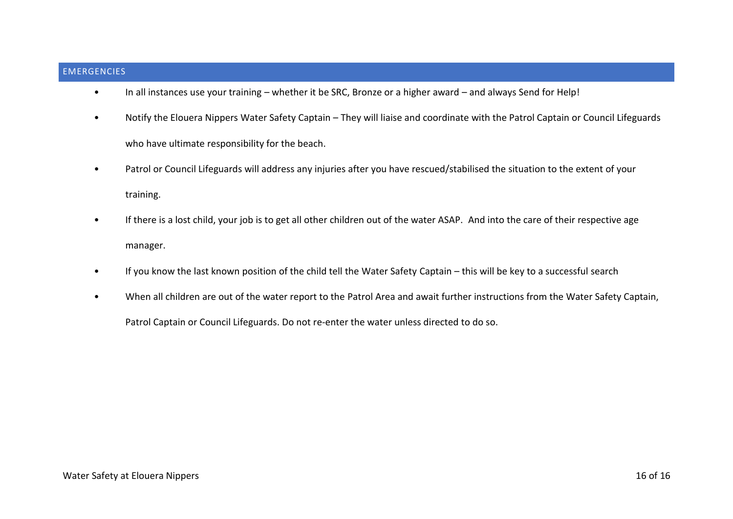## EMERGENCIES

- In all instances use your training – whether it be SRC, Bronze or a higher award – and always Send for Help!
- Notify the Elouera Nippers Water Safety Captain – They will liaise and coordinate with the Patrol Captain or Council Lifeguards who have ultimate responsibility for the beach.
- Patrol or Council Lifeguards will address any injuries after you have rescued/stabilised the situation to the extent of your training.
- If there is a lost child, your job is to get all other children out of the water ASAP. And into the care of their respective age manager.
- If you know the last known position of the child tell the Water Safety Captain – this will be key to a successful search
- When all children are out of the water report to the Patrol Area and await further instructions from the Water Safety Captain, Patrol Captain or Council Lifeguards. Do not re-enter the water unless directed to do so.